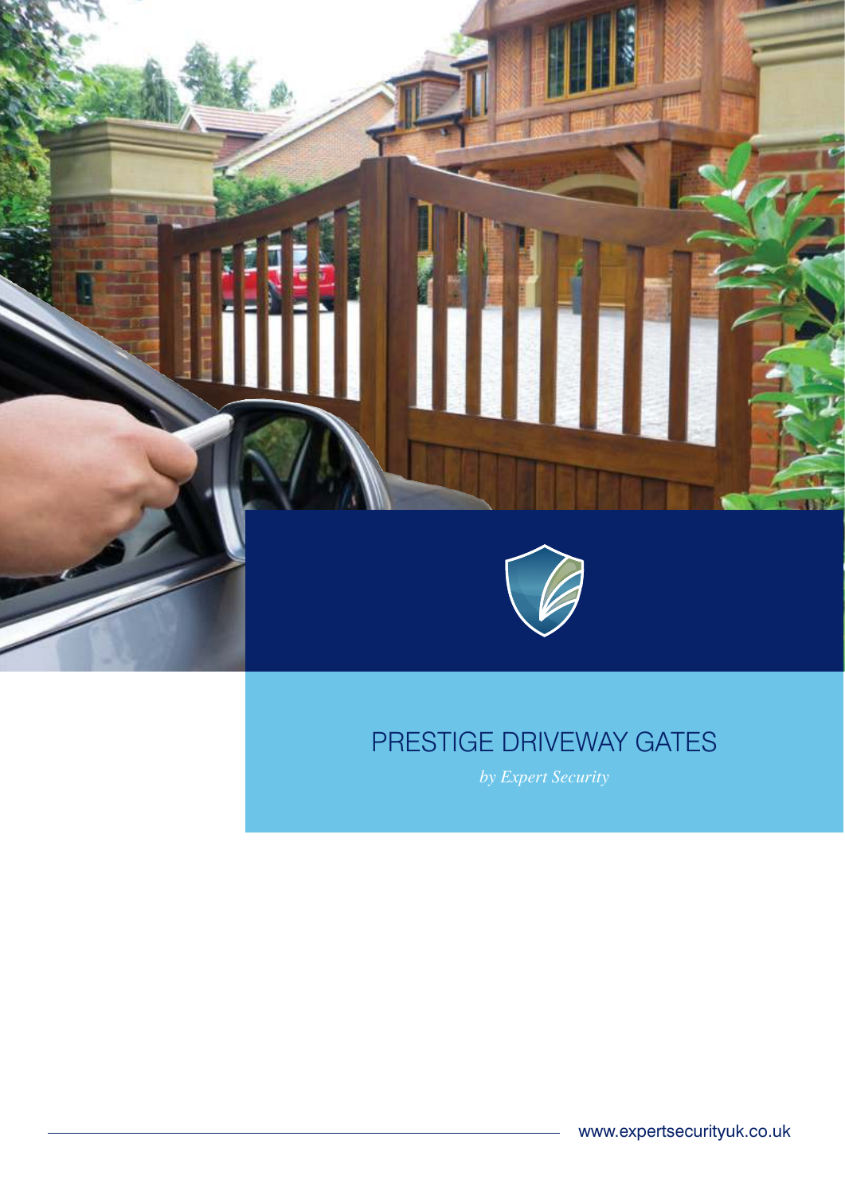# PRESTIGE DRIVEWAY GATES

*by Expert Security*

www.expertsecurityuk.co.uk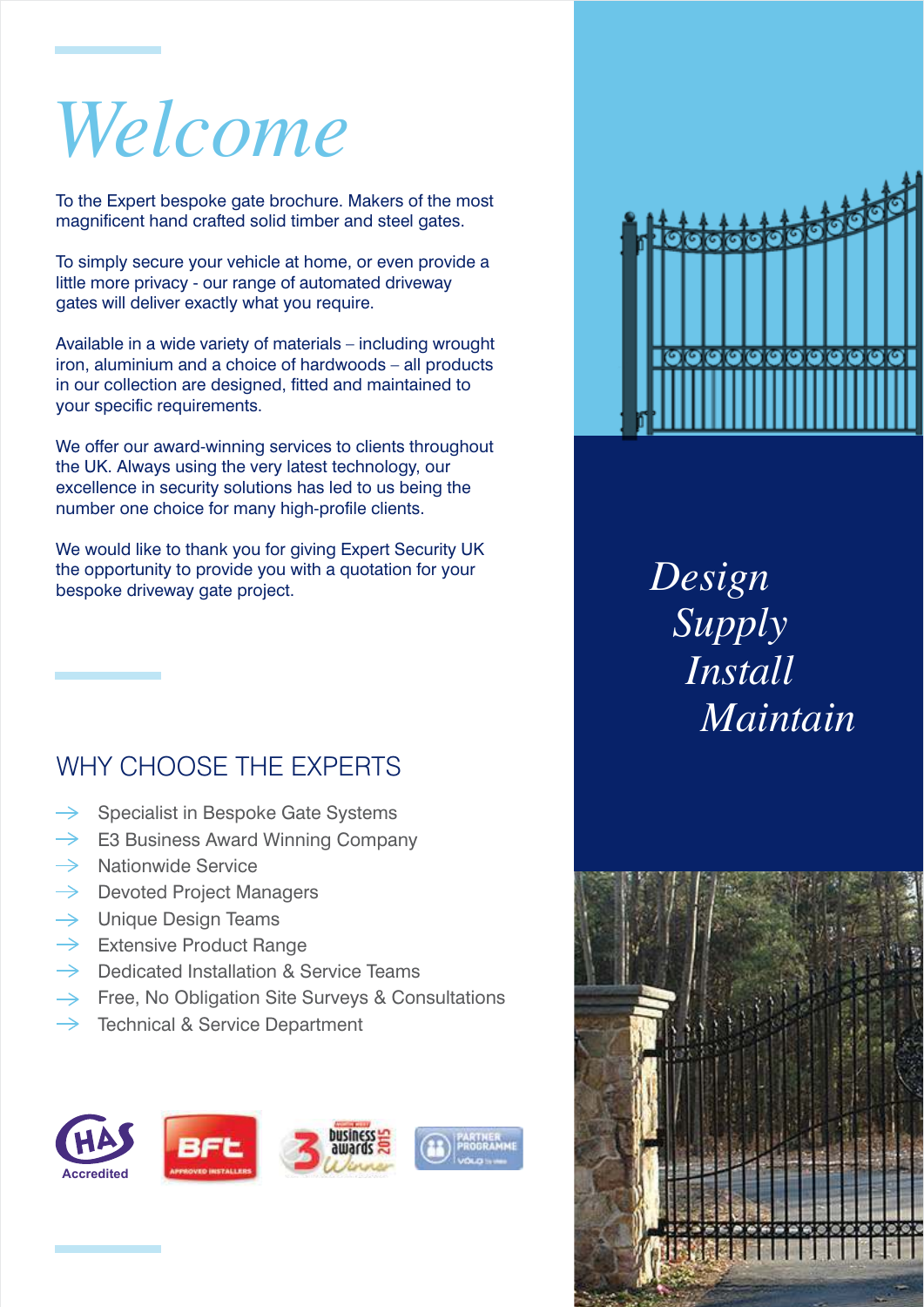# Welcome

To the Expert bespoke gate brochure. Makers of the most magnificent hand crafted solid timber and steel gates.

To simply secure your vehicle at home, or even provide a little more privacy - our range of automated driveway gates will deliver exactly what you require.

Available in a wide variety of materials – including wrought iron, aluminium and a choice of hardwoods – all products in our collection are designed, fitted and maintained to your specific requirements.

We offer our award-winning services to clients throughout the UK. Always using the very latest technology, our excellence in security solutions has led to us being the number one choice for many high-profile clients.

We would like to thank you for giving Expert Security UK the opportunity to provide you with a quotation for your bespoke driveway gate project.

## WHY CHOOSE THE EXPERTS

- Specialist in Bespoke Gate Systems
- E3 Business Award Winning Company
- Nationwide Service
- Devoted Project Managers
- Unique Design Teams
- Extensive Product Range
- Dedicated Installation & Service Teams
- Free, No Obligation Site Surveys & Consultations
- Technical & Service Department

*Design*
*Supply*
*Install*
*Maintain*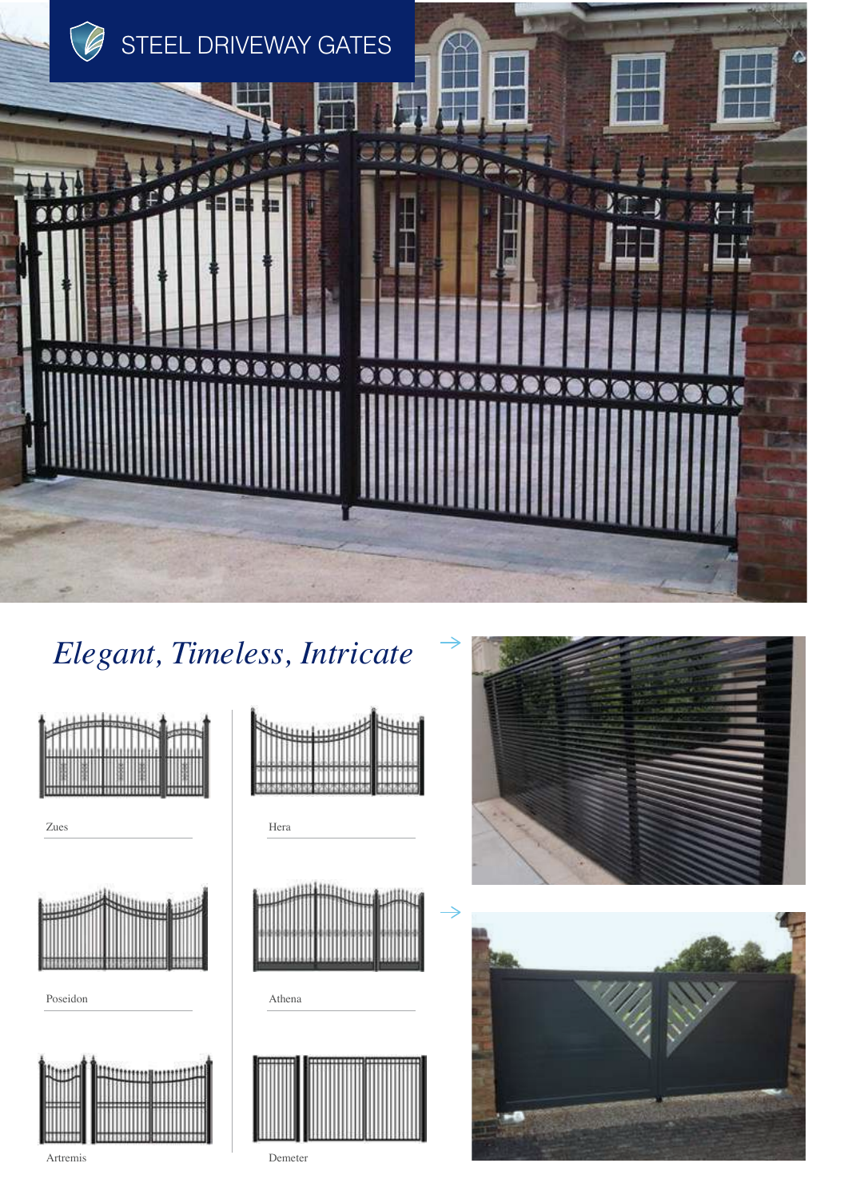# STEEL DRIVEWAY GATES

## *Elegant, Timeless, Intricate*

Zues

Hera

Poseidon

Athena

Artremis

Demeter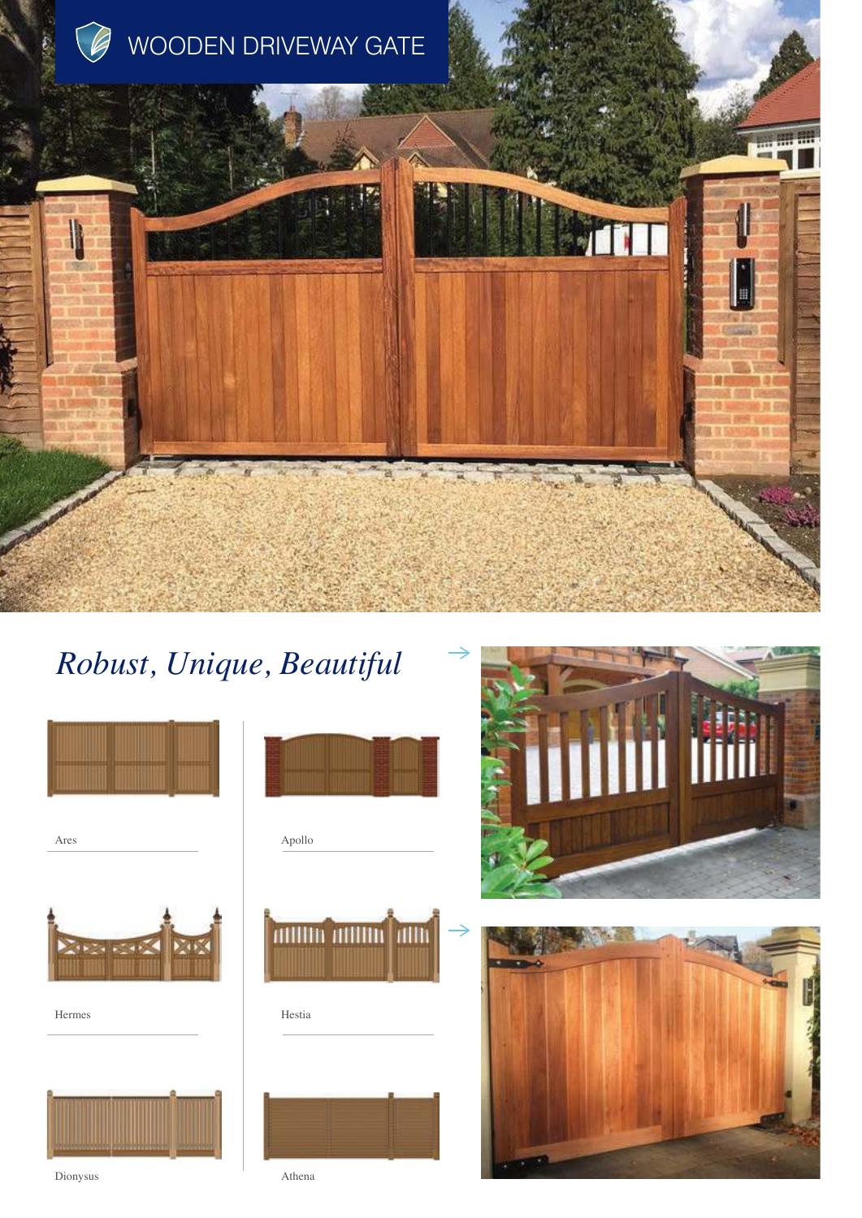# WOODEN DRIVEWAY GATE

## *Robust, Unique, Beautiful*

Ares

Apollo

Hermes

Hestia

Dionysus

Athena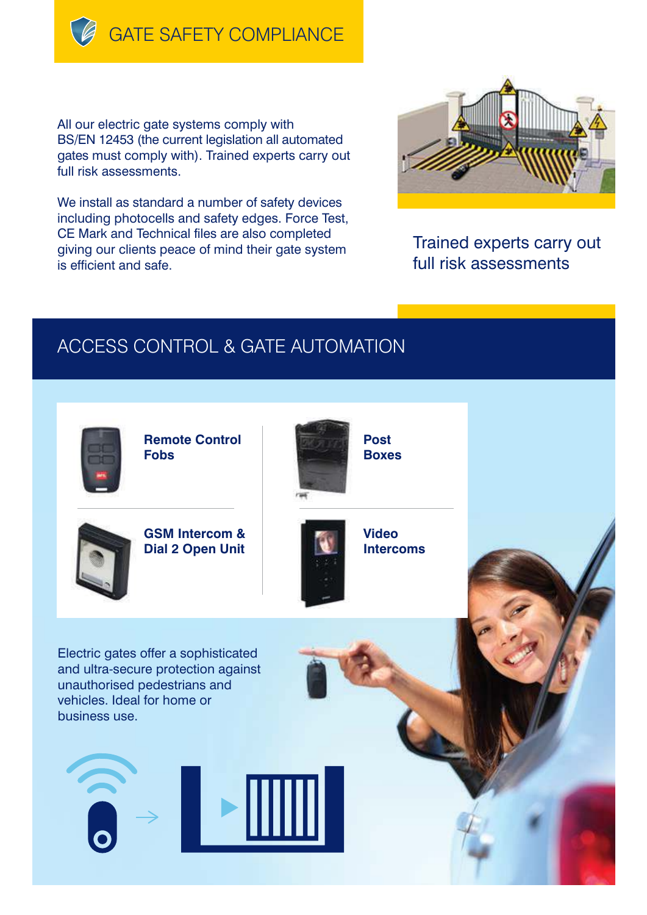# GATE SAFETY COMPLIANCE

All our electric gate systems comply with BS/EN 12453 (the current legislation all automated gates must comply with). Trained experts carry out full risk assessments.

We install as standard a number of safety devices including photocells and safety edges. Force Test, CE Mark and Technical files are also completed giving our clients peace of mind their gate system is efficient and safe.

Trained experts carry out full risk assessments

# ACCESS CONTROL & GATE AUTOMATION

- **Remote Control Fobs**
- **Post Boxes**
- **GSM Intercom & Dial 2 Open Unit**
- **Video Intercoms**

Electric gates offer a sophisticated and ultra-secure protection against unauthorised pedestrians and vehicles. Ideal for home or business use.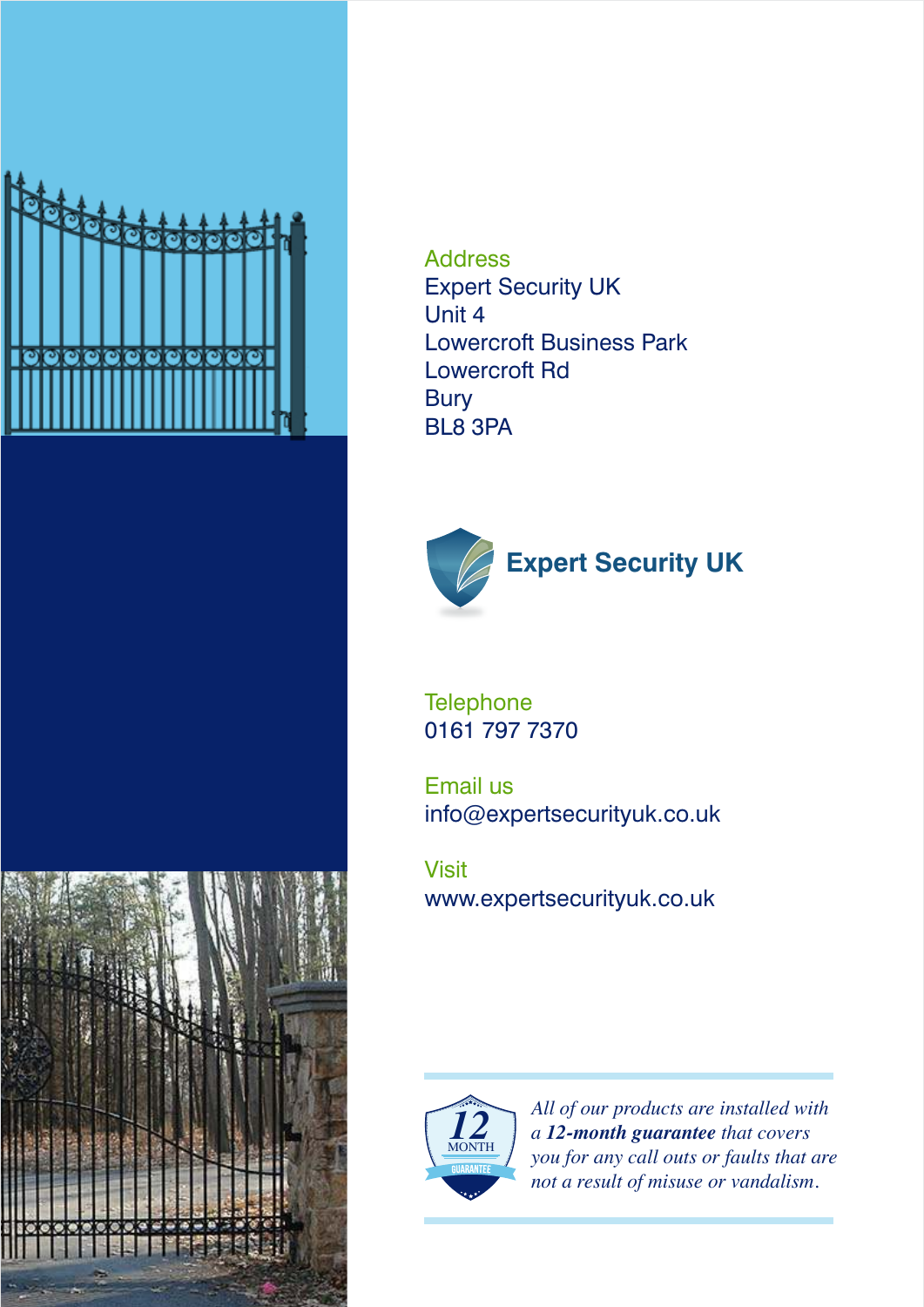Address
Expert Security UK
Unit 4
Lowercroft Business Park
Lowercroft Rd
Bury
BL8 3PA

**Expert Security UK**

Telephone
0161 797 7370

Email us
info@expertsecurityuk.co.uk

Visit
www.expertsecurityuk.co.uk

12 MONTH GUARANTEE

*All of our products are installed with a **12-month guarantee** that covers you for any call outs or faults that are not a result of misuse or vandalism.*